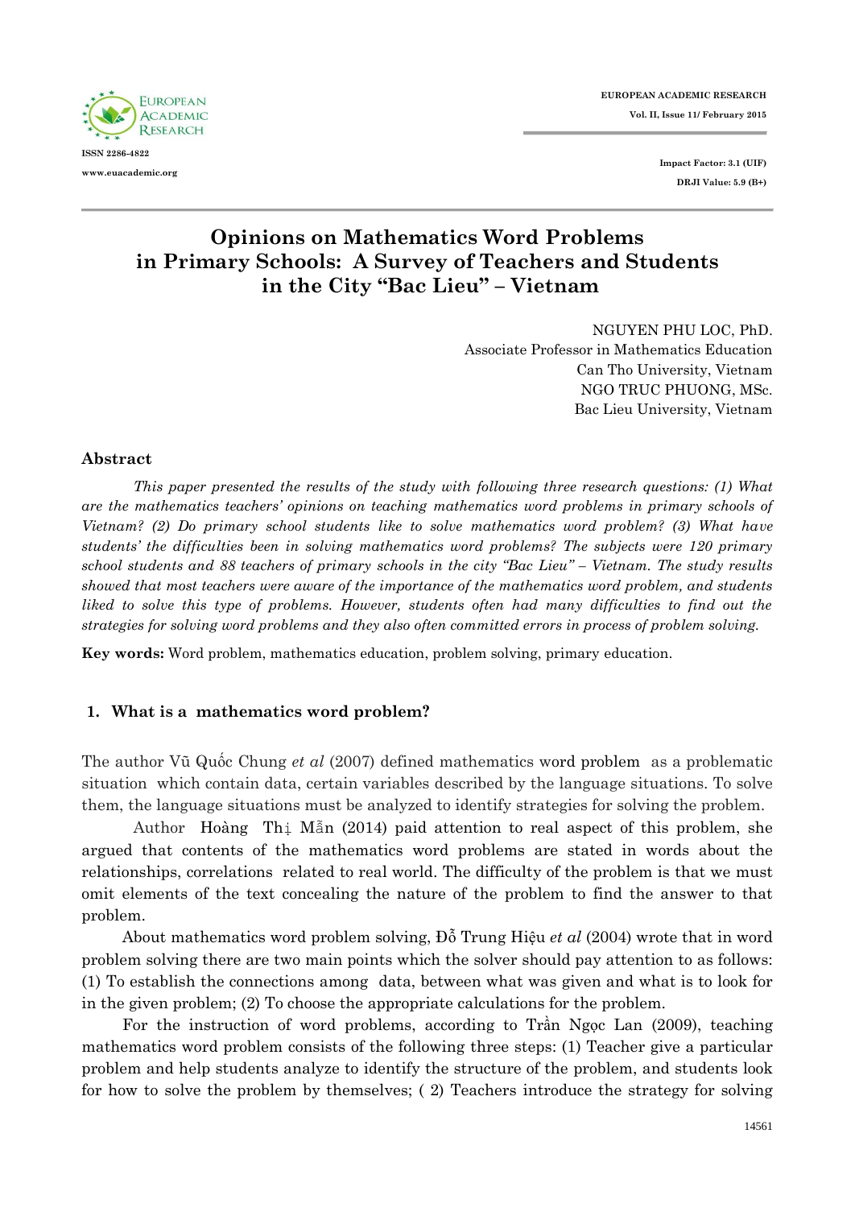# Opinions on Mathematics Word Problems in Primary Schools: A Survey of Teachers and Students in the City "Bac Lieu" – Vietnam

NGUYEN PHU LOC, PhD.
Associate Professor in Mathematics Education
Can Tho University, Vietnam
NGO TRUC PHUONG, MSc.
Bac Lieu University, Vietnam

## Abstract

*This paper presented the results of the study with following three research questions: (1) What are the mathematics teachers' opinions on teaching mathematics word problems in primary schools of Vietnam? (2) Do primary school students like to solve mathematics word problem? (3) What have students' the difficulties been in solving mathematics word problems? The subjects were 120 primary school students and 88 teachers of primary schools in the city "Bac Lieu" – Vietnam. The study results showed that most teachers were aware of the importance of the mathematics word problem, and students liked to solve this type of problems. However, students often had many difficulties to find out the strategies for solving word problems and they also often committed errors in process of problem solving.*

**Key words:** Word problem, mathematics education, problem solving, primary education.

## 1. What is a mathematics word problem?

The author Vũ Quốc Chung *et al* (2007) defined mathematics word problem as a problematic situation which contain data, certain variables described by the language situations. To solve them, the language situations must be analyzed to identify strategies for solving the problem.

Author Hoàng Thị Mẫn (2014) paid attention to real aspect of this problem, she argued that contents of the mathematics word problems are stated in words about the relationships, correlations related to real world. The difficulty of the problem is that we must omit elements of the text concealing the nature of the problem to find the answer to that problem.

About mathematics word problem solving, Đỗ Trung Hiệu *et al* (2004) wrote that in word problem solving there are two main points which the solver should pay attention to as follows: (1) To establish the connections among data, between what was given and what is to look for in the given problem; (2) To choose the appropriate calculations for the problem.

For the instruction of word problems, according to Trần Ngọc Lan (2009), teaching mathematics word problem consists of the following three steps: (1) Teacher give a particular problem and help students analyze to identify the structure of the problem, and students look for how to solve the problem by themselves; ( 2) Teachers introduce the strategy for solving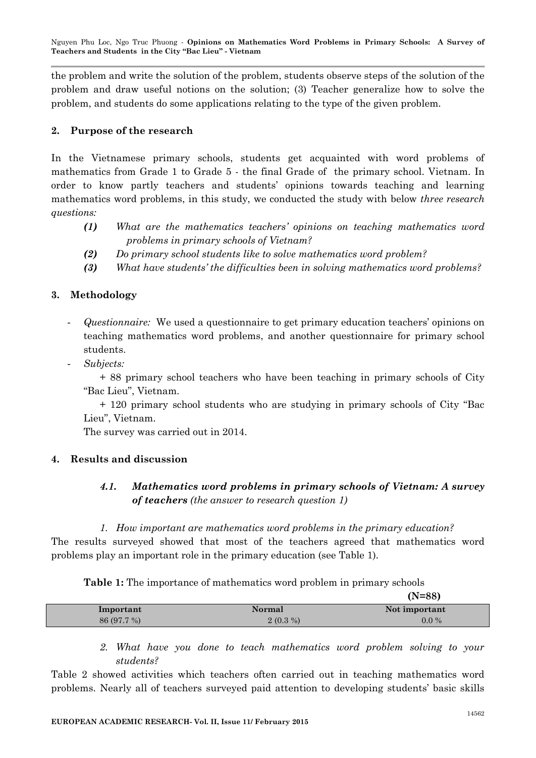the problem and write the solution of the problem, students observe steps of the solution of the problem and draw useful notions on the solution; (3) Teacher generalize how to solve the problem, and students do some applications relating to the type of the given problem.

## 2. Purpose of the research

In the Vietnamese primary schools, students get acquainted with word problems of mathematics from Grade 1 to Grade 5 - the final Grade of the primary school. Vietnam. In order to know partly teachers and students' opinions towards teaching and learning mathematics word problems, in this study, we conducted the study with below *three research questions:*

- ***(1)*** *What are the mathematics teachers' opinions on teaching mathematics word problems in primary schools of Vietnam?*
- ***(2)*** *Do primary school students like to solve mathematics word problem?*
- ***(3)*** *What have students' the difficulties been in solving mathematics word problems?*

## 3. Methodology

- *Questionnaire:* We used a questionnaire to get primary education teachers' opinions on teaching mathematics word problems, and another questionnaire for primary school students.
- *Subjects:*

  + 88 primary school teachers who have been teaching in primary schools of City "Bac Lieu", Vietnam.

  + 120 primary school students who are studying in primary schools of City "Bac Lieu", Vietnam.

  The survey was carried out in 2014.

## 4. Results and discussion

### *4.1. Mathematics word problems in primary schools of Vietnam: A survey of teachers (the answer to research question 1)*

*1. How important are mathematics word problems in the primary education?*

The results surveyed showed that most of the teachers agreed that mathematics word problems play an important role in the primary education (see Table 1).

**Table 1:** The importance of mathematics word problem in primary schools

**(N=88)**

| Important | Normal | Not important |
|---|---|---|
| 86 (97.7 %) | 2 (0.3 %) | 0.0 % |

*2. What have you done to teach mathematics word problem solving to your students?*

Table 2 showed activities which teachers often carried out in teaching mathematics word problems. Nearly all of teachers surveyed paid attention to developing students' basic skills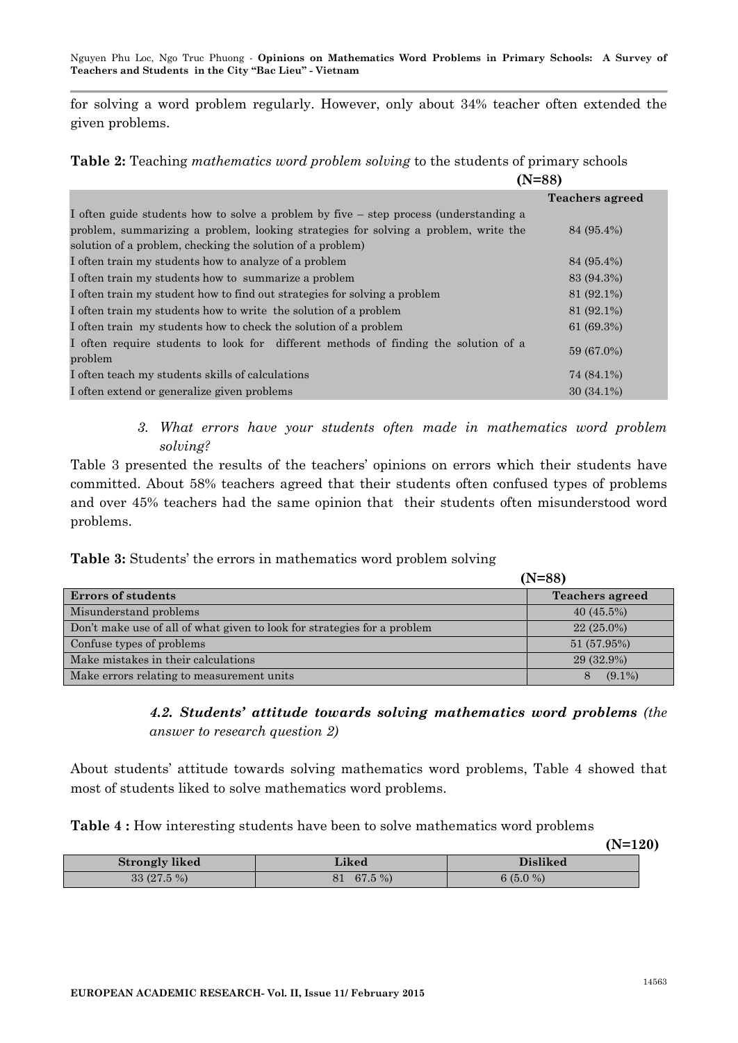for solving a word problem regularly. However, only about 34% teacher often extended the given problems.

**Table 2:** Teaching *mathematics word problem solving* to the students of primary schools **(N=88)**

| | Teachers agreed |
|---|---|
| I often guide students how to solve a problem by five – step process (understanding a problem, summarizing a problem, looking strategies for solving a problem, write the solution of a problem, checking the solution of a problem) | 84 (95.4%) |
| I often train my students how to analyze of a problem | 84 (95.4%) |
| I often train my students how to summarize a problem | 83 (94.3%) |
| I often train my student how to find out strategies for solving a problem | 81 (92.1%) |
| I often train my students how to write the solution of a problem | 81 (92.1%) |
| I often train my students how to check the solution of a problem | 61 (69.3%) |
| I often require students to look for different methods of finding the solution of a problem | 59 (67.0%) |
| I often teach my students skills of calculations | 74 (84.1%) |
| I often extend or generalize given problems | 30 (34.1%) |

3. *What errors have your students often made in mathematics word problem solving?*

Table 3 presented the results of the teachers' opinions on errors which their students have committed. About 58% teachers agreed that their students often confused types of problems and over 45% teachers had the same opinion that their students often misunderstood word problems.

**Table 3:** Students' the errors in mathematics word problem solving **(N=88)**

| Errors of students | Teachers agreed |
|---|---|
| Misunderstand problems | 40 (45.5%) |
| Don't make use of all of what given to look for strategies for a problem | 22 (25.0%) |
| Confuse types of problems | 51 (57.95%) |
| Make mistakes in their calculations | 29 (32.9%) |
| Make errors relating to measurement units | 8 (9.1%) |

### *4.2. Students' attitude towards solving mathematics word problems (the answer to research question 2)*

About students' attitude towards solving mathematics word problems, Table 4 showed that most of students liked to solve mathematics word problems.

**Table 4 :** How interesting students have been to solve mathematics word problems **(N=120)**

| Strongly liked | Liked | Disliked |
|---|---|---|
| 33 (27.5 %) | 81 67.5 %) | 6 (5.0 %) |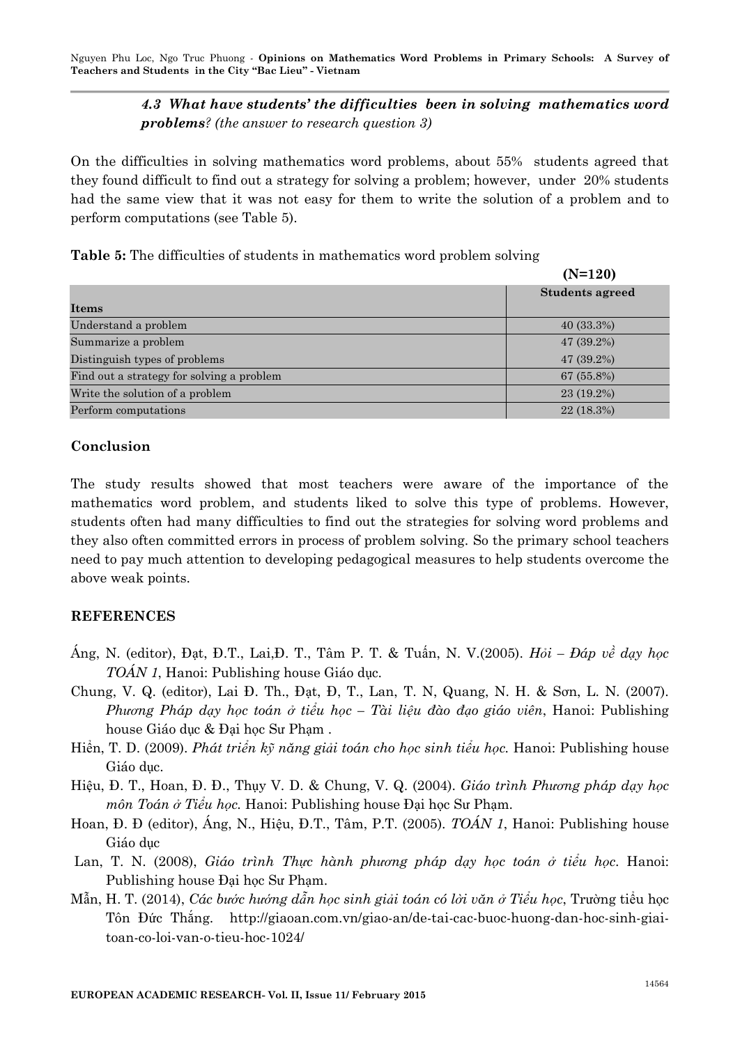### *4.3 What have students' the difficulties been in solving mathematics word problems? (the answer to research question 3)*

On the difficulties in solving mathematics word problems, about 55% students agreed that they found difficult to find out a strategy for solving a problem; however, under 20% students had the same view that it was not easy for them to write the solution of a problem and to perform computations (see Table 5).

**Table 5:** The difficulties of students in mathematics word problem solving

**(N=120)**

| Items | Students agreed |
|---|---|
| Understand a problem | 40 (33.3%) |
| Summarize a problem | 47 (39.2%) |
| Distinguish types of problems | 47 (39.2%) |
| Find out a strategy for solving a problem | 67 (55.8%) |
| Write the solution of a problem | 23 (19.2%) |
| Perform computations | 22 (18.3%) |

## Conclusion

The study results showed that most teachers were aware of the importance of the mathematics word problem, and students liked to solve this type of problems. However, students often had many difficulties to find out the strategies for solving word problems and they also often committed errors in process of problem solving. So the primary school teachers need to pay much attention to developing pedagogical measures to help students overcome the above weak points.

## REFERENCES

Áng, N. (editor), Đạt, Đ.T., Lai,Đ. T., Tâm P. T. & Tuấn, N. V.(2005). *Hỏi – Đáp về dạy học TOÁN 1*, Hanoi: Publishing house Giáo dục.

Chung, V. Q. (editor), Lai Đ. Th., Đạt, Đ, T., Lan, T. N, Quang, N. H. & Sơn, L. N. (2007). *Phương Pháp dạy học toán ở tiểu học – Tài liệu đào đạo giáo viên*, Hanoi: Publishing house Giáo dục & Đại học Sư Phạm .

Hiển, T. D. (2009). *Phát triển kỹ năng giải toán cho học sinh tiểu học.* Hanoi: Publishing house Giáo dục.

Hiệu, Đ. T., Hoan, Đ. Đ., Thụy V. D. & Chung, V. Q. (2004). *Giáo trình Phương pháp dạy học môn Toán ở Tiểu học.* Hanoi: Publishing house Đại học Sư Phạm.

Hoan, Đ. Đ (editor), Áng, N., Hiệu, Đ.T., Tâm, P.T. (2005). *TOÁN 1*, Hanoi: Publishing house Giáo dục

Lan, T. N. (2008), *Giáo trình Thực hành phương pháp dạy học toán ở tiểu học*. Hanoi: Publishing house Đại học Sư Phạm.

Mẫn, H. T. (2014), *Các bước hướng dẫn học sinh giải toán có lời văn ở Tiểu học*, Trường tiểu học Tôn Đức Thắng. http://giaoan.com.vn/giao-an/de-tai-cac-buoc-huong-dan-hoc-sinh-giai-toan-co-loi-van-o-tieu-hoc-1024/